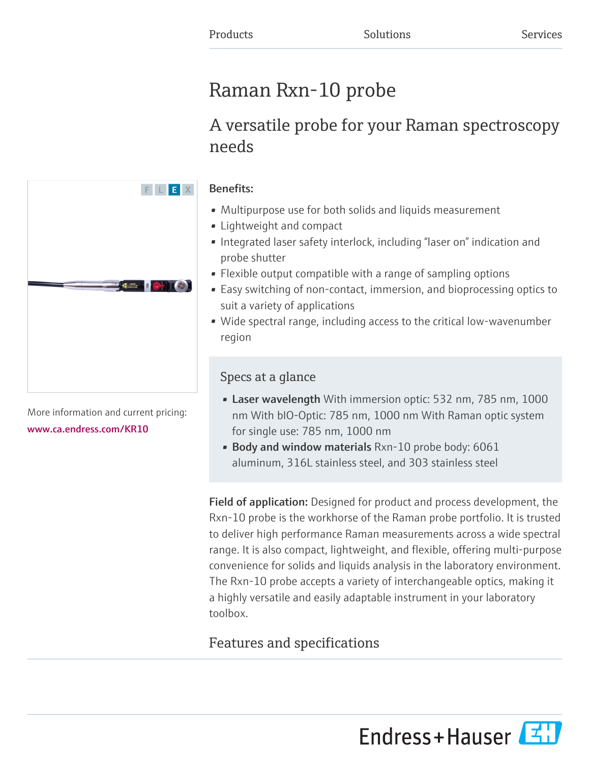Products Solutions Services

# Raman Rxn-10 probe

## A versatile probe for your Raman spectroscopy needs

More information and current pricing:
www.ca.endress.com/KR10

**Benefits:**

- Multipurpose use for both solids and liquids measurement
- Lightweight and compact
- Integrated laser safety interlock, including "laser on" indication and probe shutter
- Flexible output compatible with a range of sampling options
- Easy switching of non-contact, immersion, and bioprocessing optics to suit a variety of applications
- Wide spectral range, including access to the critical low-wavenumber region

### Specs at a glance

- **Laser wavelength** With immersion optic: 532 nm, 785 nm, 1000 nm With bIO-Optic: 785 nm, 1000 nm With Raman optic system for single use: 785 nm, 1000 nm
- **Body and window materials** Rxn-10 probe body: 6061 aluminum, 316L stainless steel, and 303 stainless steel

**Field of application:** Designed for product and process development, the Rxn-10 probe is the workhorse of the Raman probe portfolio. It is trusted to deliver high performance Raman measurements across a wide spectral range. It is also compact, lightweight, and flexible, offering multi-purpose convenience for solids and liquids analysis in the laboratory environment. The Rxn-10 probe accepts a variety of interchangeable optics, making it a highly versatile and easily adaptable instrument in your laboratory toolbox.

## Features and specifications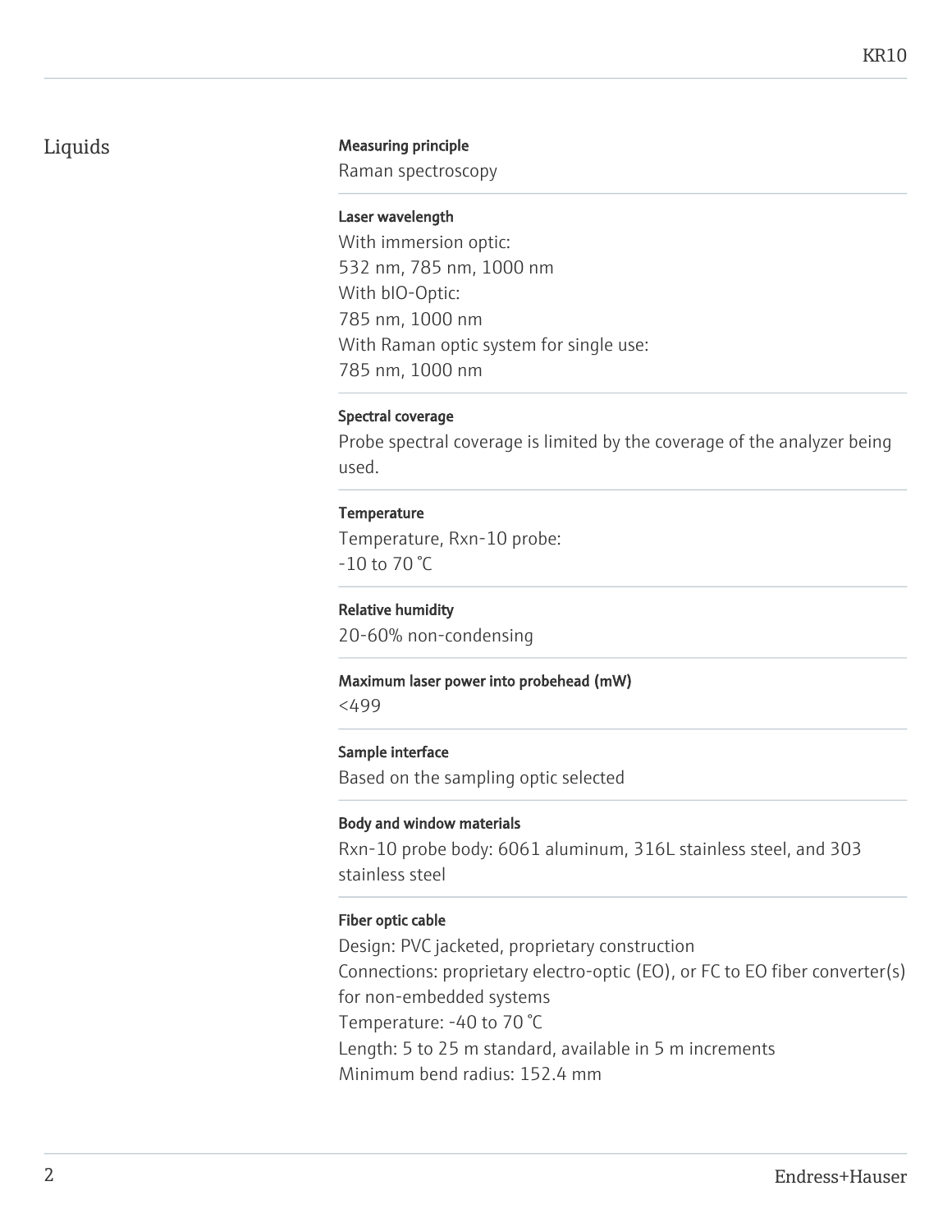## Liquids

**Measuring principle**

Raman spectroscopy

**Laser wavelength**

With immersion optic:
532 nm, 785 nm, 1000 nm
With bIO-Optic:
785 nm, 1000 nm
With Raman optic system for single use:
785 nm, 1000 nm

**Spectral coverage**

Probe spectral coverage is limited by the coverage of the analyzer being used.

**Temperature**

Temperature, Rxn-10 probe:
-10 to 70 °C

**Relative humidity**

20-60% non-condensing

**Maximum laser power into probehead (mW)**

<499

**Sample interface**

Based on the sampling optic selected

**Body and window materials**

Rxn-10 probe body: 6061 aluminum, 316L stainless steel, and 303 stainless steel

**Fiber optic cable**

Design: PVC jacketed, proprietary construction
Connections: proprietary electro-optic (EO), or FC to EO fiber converter(s) for non-embedded systems
Temperature: -40 to 70 °C
Length: 5 to 25 m standard, available in 5 m increments
Minimum bend radius: 152.4 mm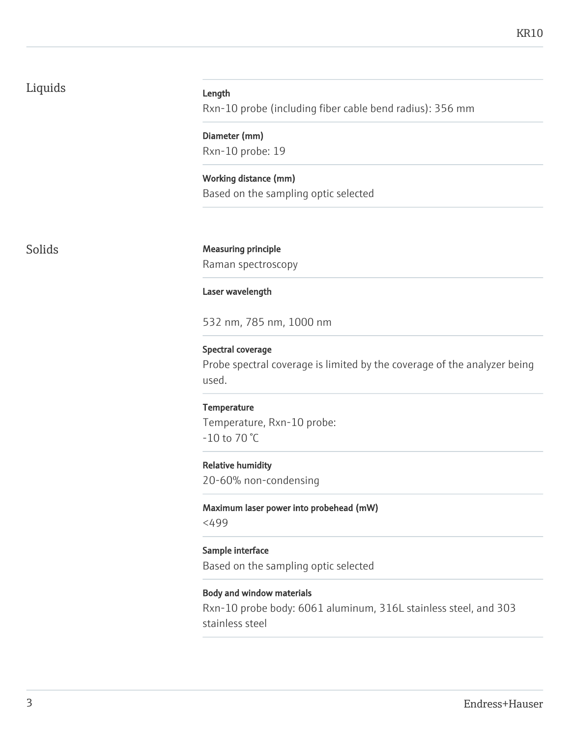## Liquids

**Length**

Rxn-10 probe (including fiber cable bend radius): 356 mm

**Diameter (mm)**

Rxn-10 probe: 19

**Working distance (mm)**

Based on the sampling optic selected

## Solids

**Measuring principle**

Raman spectroscopy

**Laser wavelength**

532 nm, 785 nm, 1000 nm

**Spectral coverage**

Probe spectral coverage is limited by the coverage of the analyzer being used.

**Temperature**

Temperature, Rxn-10 probe:
-10 to 70 °C

**Relative humidity**

20-60% non-condensing

**Maximum laser power into probehead (mW)**

<499

**Sample interface**

Based on the sampling optic selected

**Body and window materials**

Rxn-10 probe body: 6061 aluminum, 316L stainless steel, and 303 stainless steel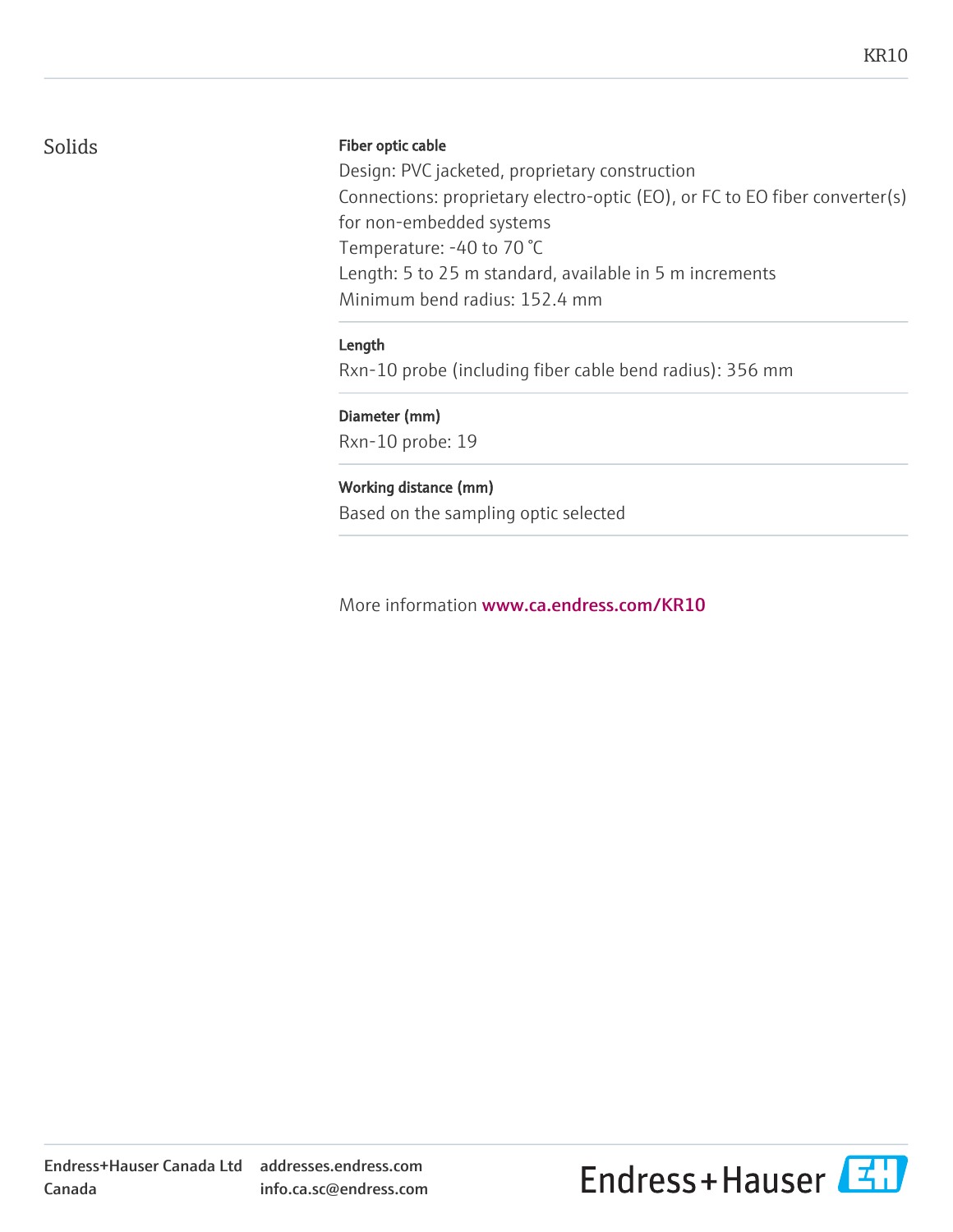## Solids

**Fiber optic cable**

Design: PVC jacketed, proprietary construction
Connections: proprietary electro-optic (EO), or FC to EO fiber converter(s) for non-embedded systems
Temperature: -40 to 70 °C
Length: 5 to 25 m standard, available in 5 m increments
Minimum bend radius: 152.4 mm

**Length**

Rxn-10 probe (including fiber cable bend radius): 356 mm

**Diameter (mm)**

Rxn-10 probe: 19

**Working distance (mm)**

Based on the sampling optic selected

More information **www.ca.endress.com/KR10**

Endress+Hauser Canada Ltd
Canada

addresses.endress.com
info.ca.sc@endress.com